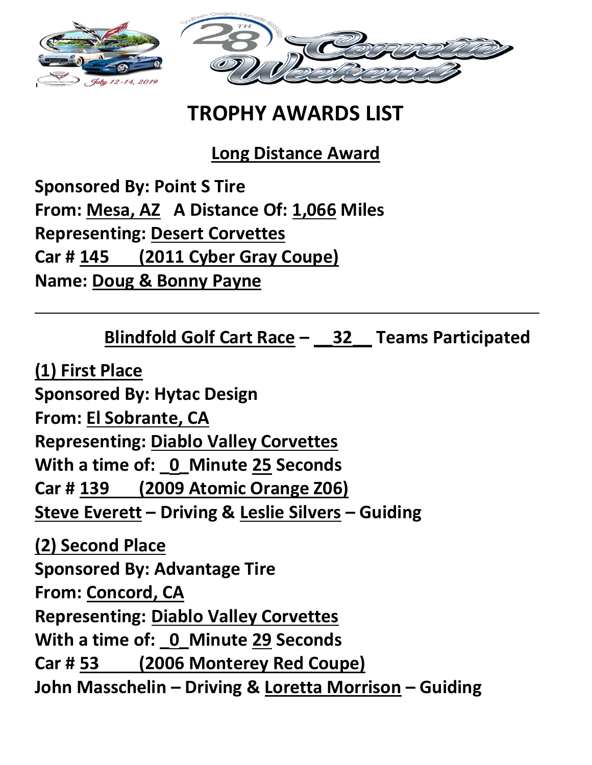# TROPHY AWARDS LIST

## Long Distance Award

**Sponsored By: Point S Tire**
**From: Mesa, AZ   A Distance Of: 1,066 Miles**
**Representing: Desert Corvettes**
**Car # 145   (2011 Cyber Gray Coupe)**
**Name: Doug & Bonny Payne**

---

## Blindfold Golf Cart Race – 32 Teams Participated

**(1) First Place**
**Sponsored By: Hytac Design**
**From: El Sobrante, CA**
**Representing: Diablo Valley Corvettes**
**With a time of: 0 Minute 25 Seconds**
**Car # 139   (2009 Atomic Orange Z06)**
**Steve Everett – Driving & Leslie Silvers – Guiding**

**(2) Second Place**
**Sponsored By: Advantage Tire**
**From: Concord, CA**
**Representing: Diablo Valley Corvettes**
**With a time of: 0 Minute 29 Seconds**
**Car # 53   (2006 Monterey Red Coupe)**
**John Masschelin – Driving & Loretta Morrison – Guiding**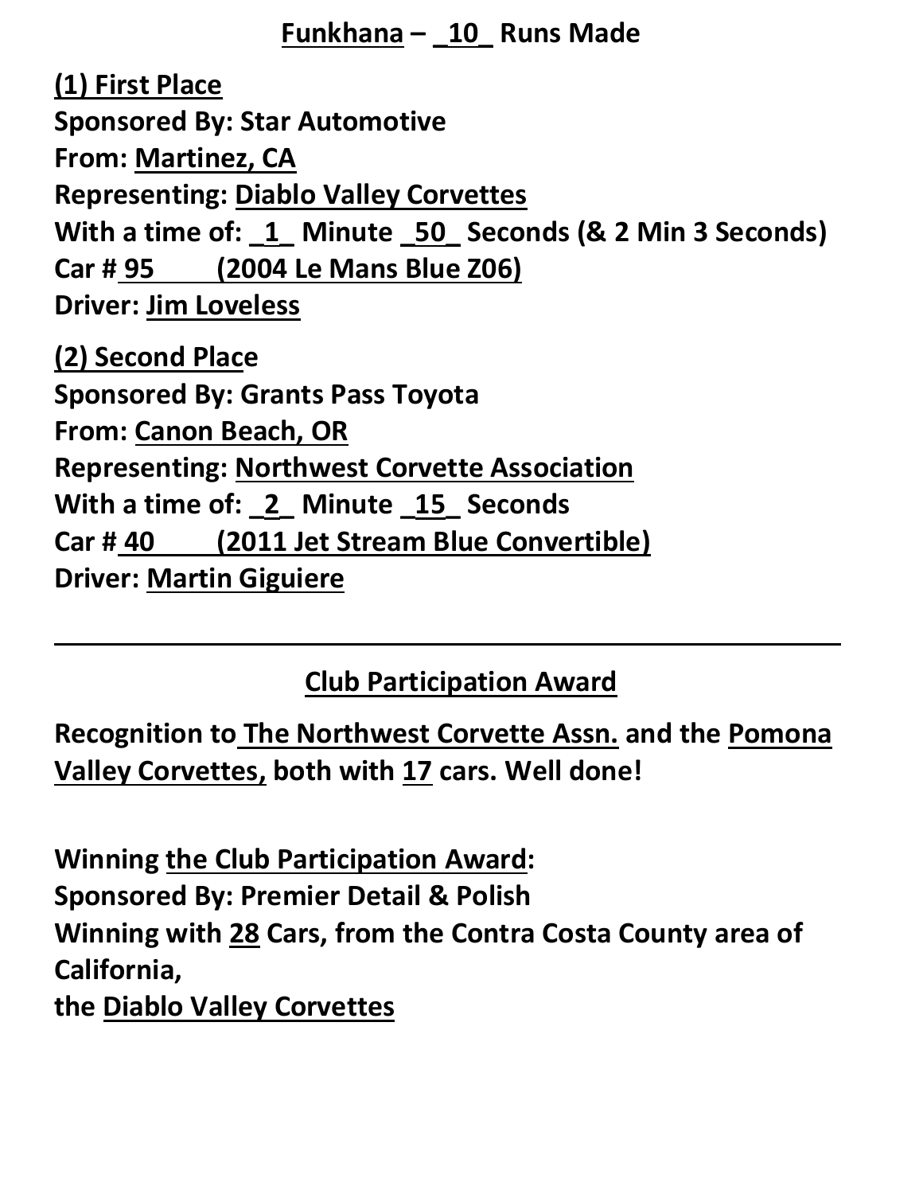## Funkhana – _10_ Runs Made

**(1) First Place**
**Sponsored By: Star Automotive**
**From: Martinez, CA**
**Representing: Diablo Valley Corvettes**
**With a time of: _1_ Minute _50_ Seconds (& 2 Min 3 Seconds)**
**Car # 95 (2004 Le Mans Blue Z06)**
**Driver: Jim Loveless**

**(2) Second Place**
**Sponsored By: Grants Pass Toyota**
**From: Canon Beach, OR**
**Representing: Northwest Corvette Association**
**With a time of: _2_ Minute _15_ Seconds**
**Car # 40 (2011 Jet Stream Blue Convertible)**
**Driver: Martin Giguiere**

---

## Club Participation Award

**Recognition to The Northwest Corvette Assn. and the Pomona Valley Corvettes, both with 17 cars. Well done!**

**Winning the Club Participation Award:**
**Sponsored By: Premier Detail & Polish**
**Winning with 28 Cars, from the Contra Costa County area of California,**
**the Diablo Valley Corvettes**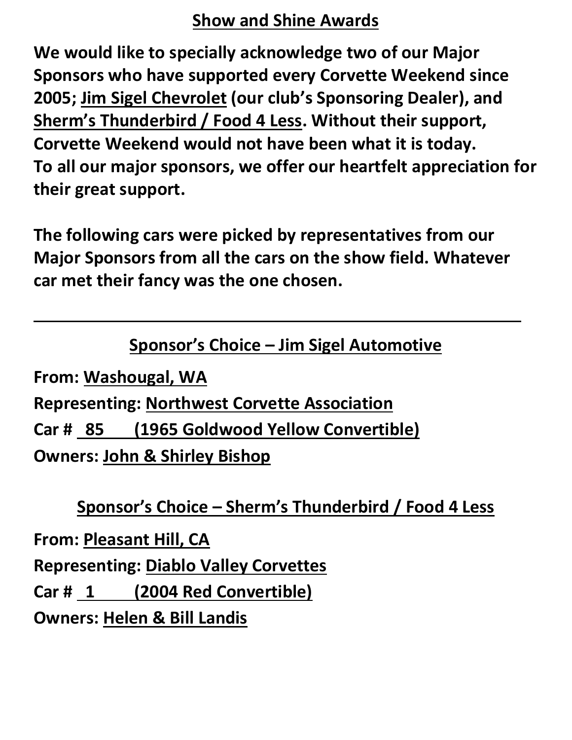## Show and Shine Awards

**We would like to specially acknowledge two of our Major Sponsors who have supported every Corvette Weekend since 2005; Jim Sigel Chevrolet (our club's Sponsoring Dealer), and Sherm's Thunderbird / Food 4 Less. Without their support, Corvette Weekend would not have been what it is today. To all our major sponsors, we offer our heartfelt appreciation for their great support.**

**The following cars were picked by representatives from our Major Sponsors from all the cars on the show field. Whatever car met their fancy was the one chosen.**

---

### Sponsor's Choice – Jim Sigel Automotive

**From: Washougal, WA**

**Representing: Northwest Corvette Association**

**Car # 85 (1965 Goldwood Yellow Convertible)**

**Owners: John & Shirley Bishop**

### Sponsor's Choice – Sherm's Thunderbird / Food 4 Less

**From: Pleasant Hill, CA**

**Representing: Diablo Valley Corvettes**

**Car # 1 (2004 Red Convertible)**

**Owners: Helen & Bill Landis**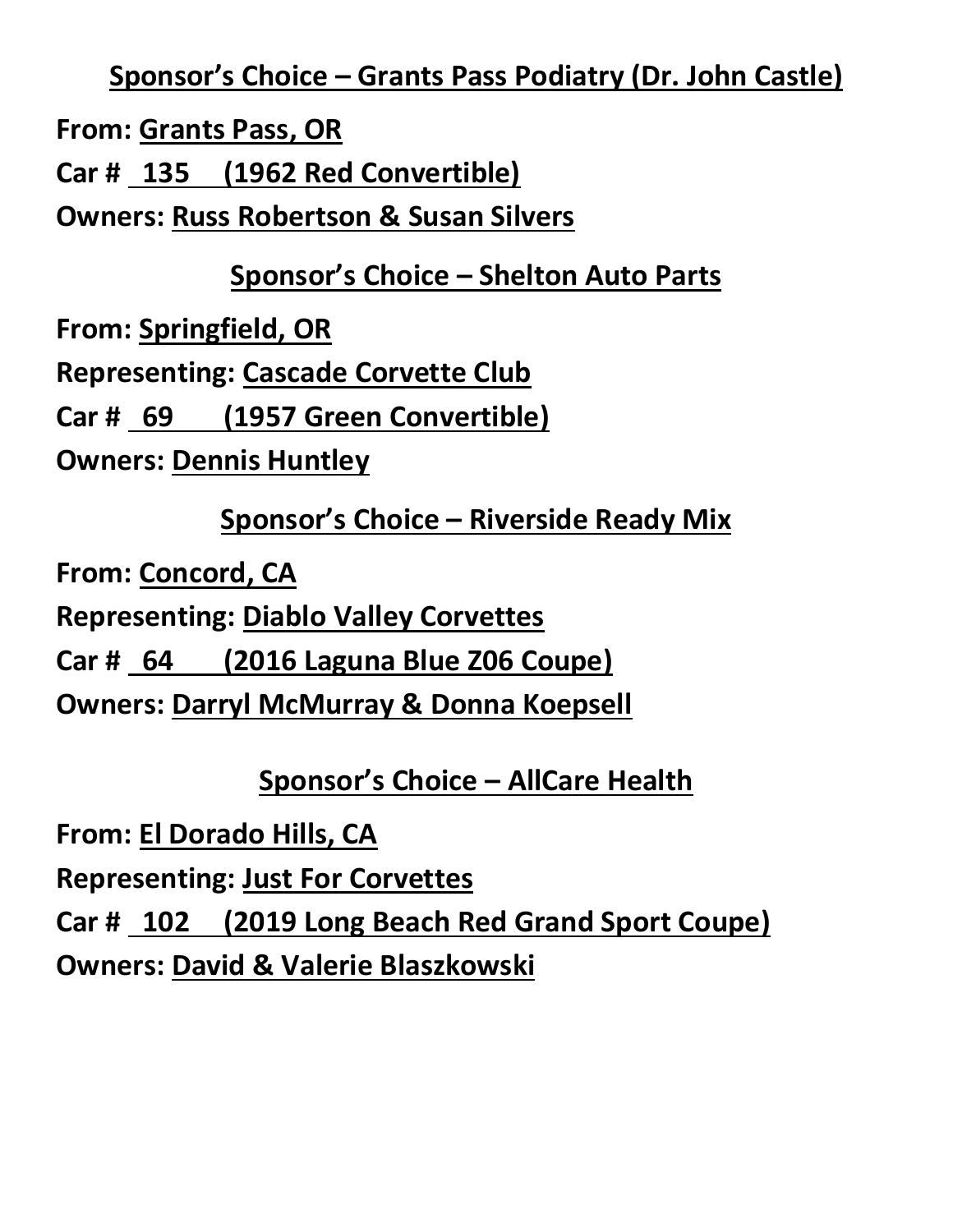## Sponsor's Choice – Grants Pass Podiatry (Dr. John Castle)

**From:** Grants Pass, OR

**Car #** 135 (1962 Red Convertible)

**Owners:** Russ Robertson & Susan Silvers

## Sponsor's Choice – Shelton Auto Parts

**From:** Springfield, OR

**Representing:** Cascade Corvette Club

**Car #** 69 (1957 Green Convertible)

**Owners:** Dennis Huntley

## Sponsor's Choice – Riverside Ready Mix

**From:** Concord, CA

**Representing:** Diablo Valley Corvettes

**Car #** 64 (2016 Laguna Blue Z06 Coupe)

**Owners:** Darryl McMurray & Donna Koepsell

## Sponsor's Choice – AllCare Health

**From:** El Dorado Hills, CA

**Representing:** Just For Corvettes

**Car #** 102 (2019 Long Beach Red Grand Sport Coupe)

**Owners:** David & Valerie Blaszkowski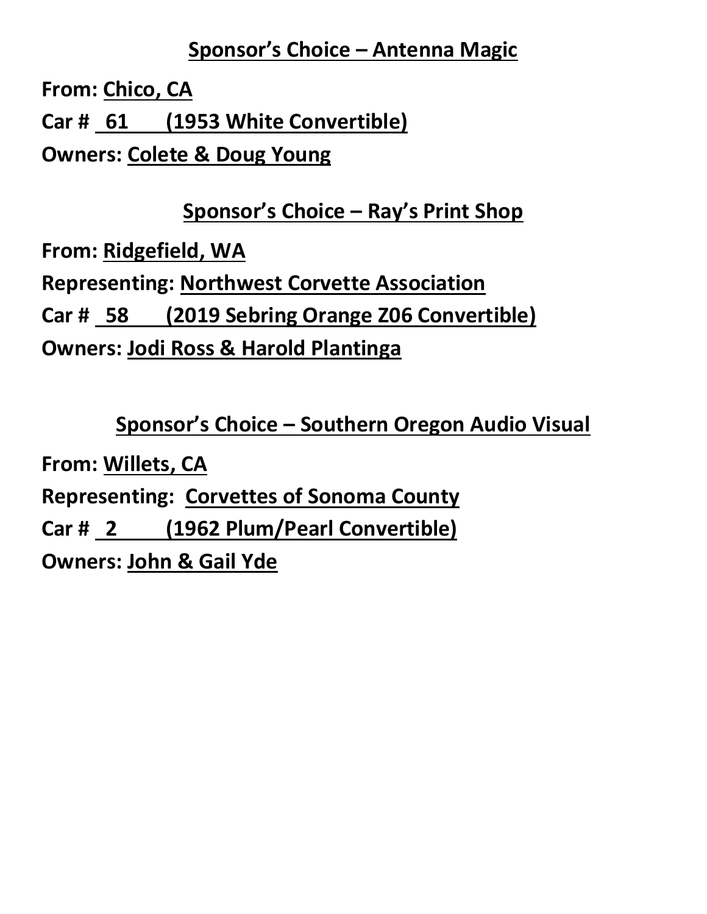## Sponsor's Choice – Antenna Magic

**From:** Chico, CA

**Car #** 61 (1953 White Convertible)

**Owners:** Colete & Doug Young

## Sponsor's Choice – Ray's Print Shop

**From:** Ridgefield, WA

**Representing:** Northwest Corvette Association

**Car #** 58 (2019 Sebring Orange Z06 Convertible)

**Owners:** Jodi Ross & Harold Plantinga

## Sponsor's Choice – Southern Oregon Audio Visual

**From:** Willets, CA

**Representing:** Corvettes of Sonoma County

**Car #** 2 (1962 Plum/Pearl Convertible)

**Owners:** John & Gail Yde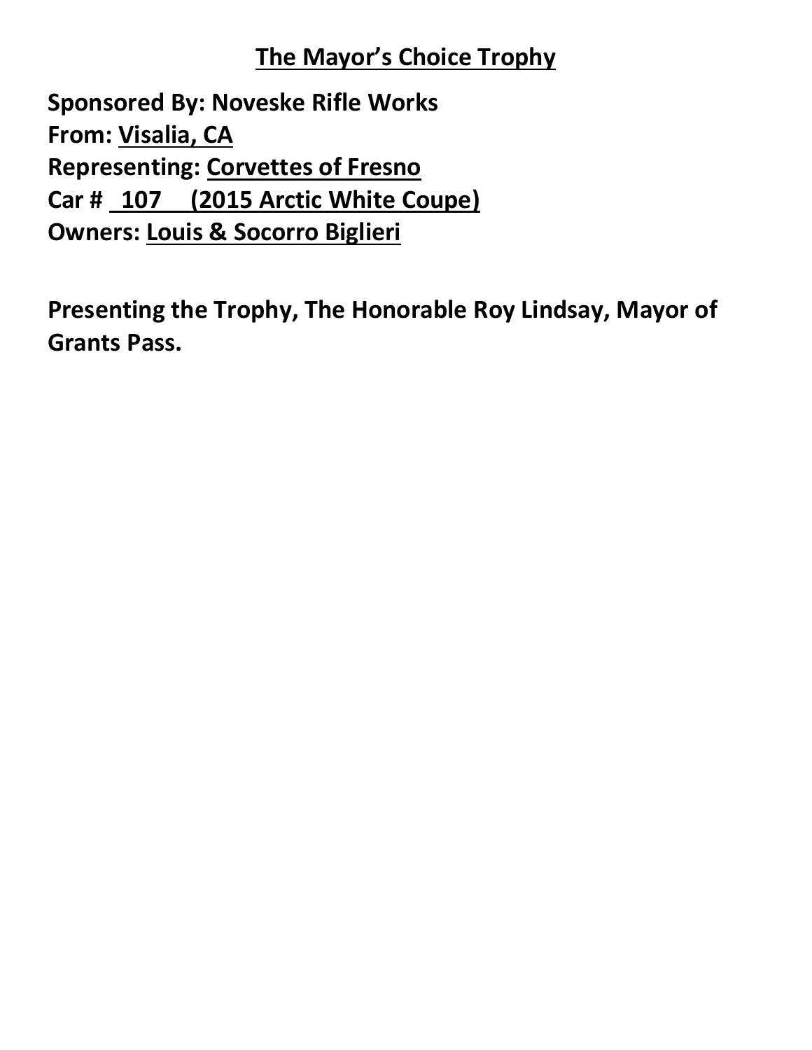# The Mayor's Choice Trophy

**Sponsored By: Noveske Rifle Works**
**From: Visalia, CA**
**Representing: Corvettes of Fresno**
**Car # 107 (2015 Arctic White Coupe)**
**Owners: Louis & Socorro Biglieri**

**Presenting the Trophy, The Honorable Roy Lindsay, Mayor of Grants Pass.**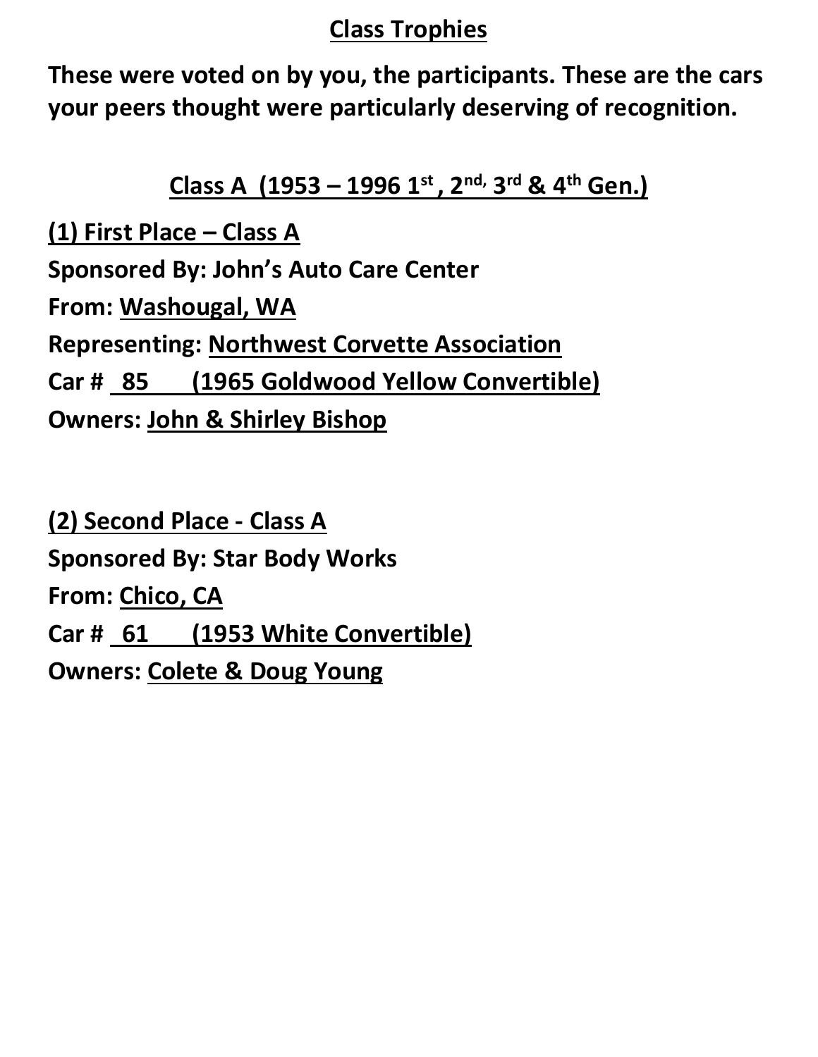## Class Trophies

**These were voted on by you, the participants. These are the cars your peers thought were particularly deserving of recognition.**

### Class A (1953 – 1996 1st, 2nd, 3rd & 4th Gen.)

**(1) First Place – Class A**

**Sponsored By: John's Auto Care Center**

**From: Washougal, WA**

**Representing: Northwest Corvette Association**

**Car # 85 (1965 Goldwood Yellow Convertible)**

**Owners: John & Shirley Bishop**

**(2) Second Place - Class A**

**Sponsored By: Star Body Works**

**From: Chico, CA**

**Car # 61 (1953 White Convertible)**

**Owners: Colete & Doug Young**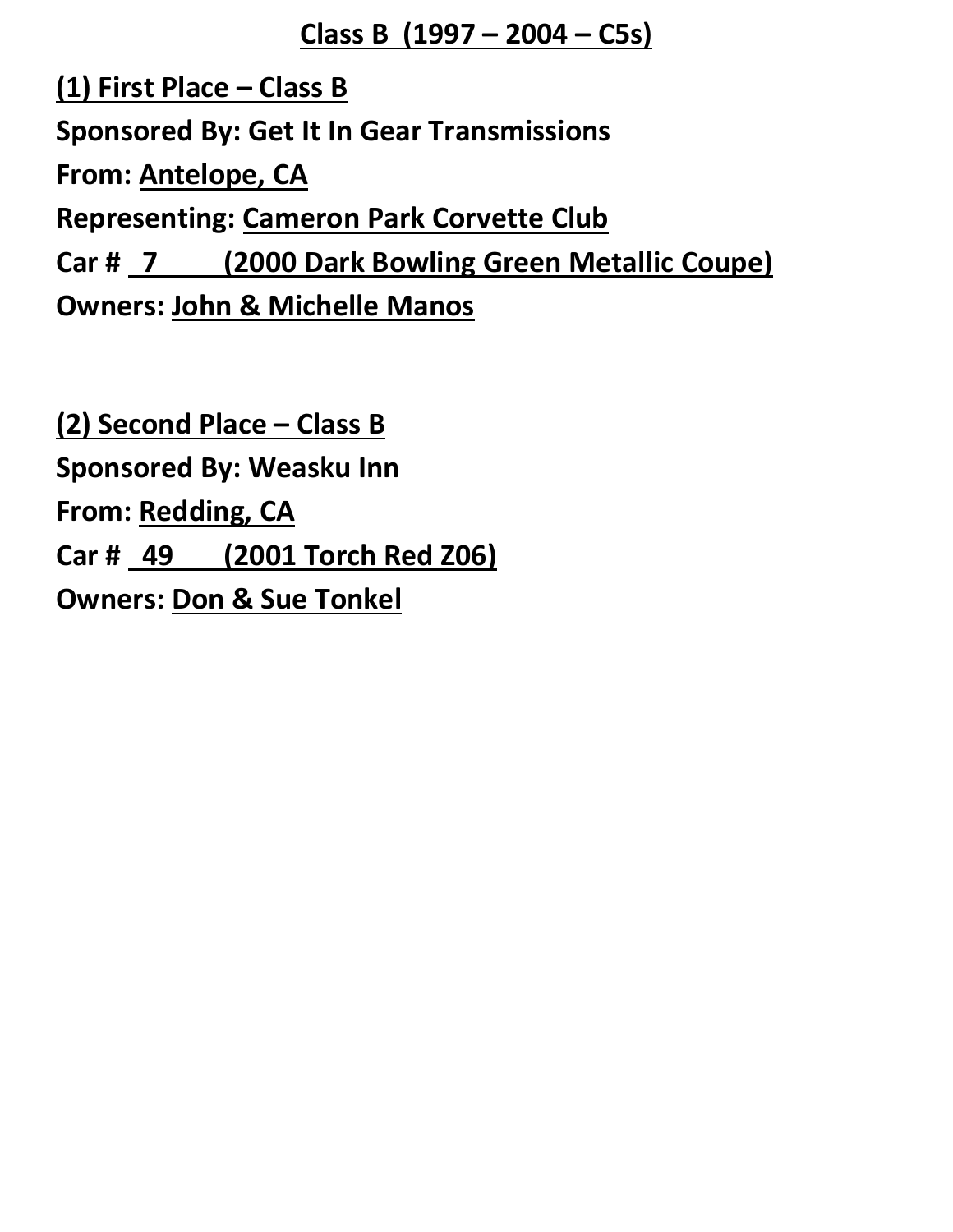## Class B (1997 – 2004 – C5s)

**(1) First Place – Class B**
**Sponsored By: Get It In Gear Transmissions**
**From: Antelope, CA**
**Representing: Cameron Park Corvette Club**
**Car # 7 (2000 Dark Bowling Green Metallic Coupe)**
**Owners: John & Michelle Manos**

**(2) Second Place – Class B**
**Sponsored By: Weasku Inn**
**From: Redding, CA**
**Car # 49 (2001 Torch Red Z06)**
**Owners: Don & Sue Tonkel**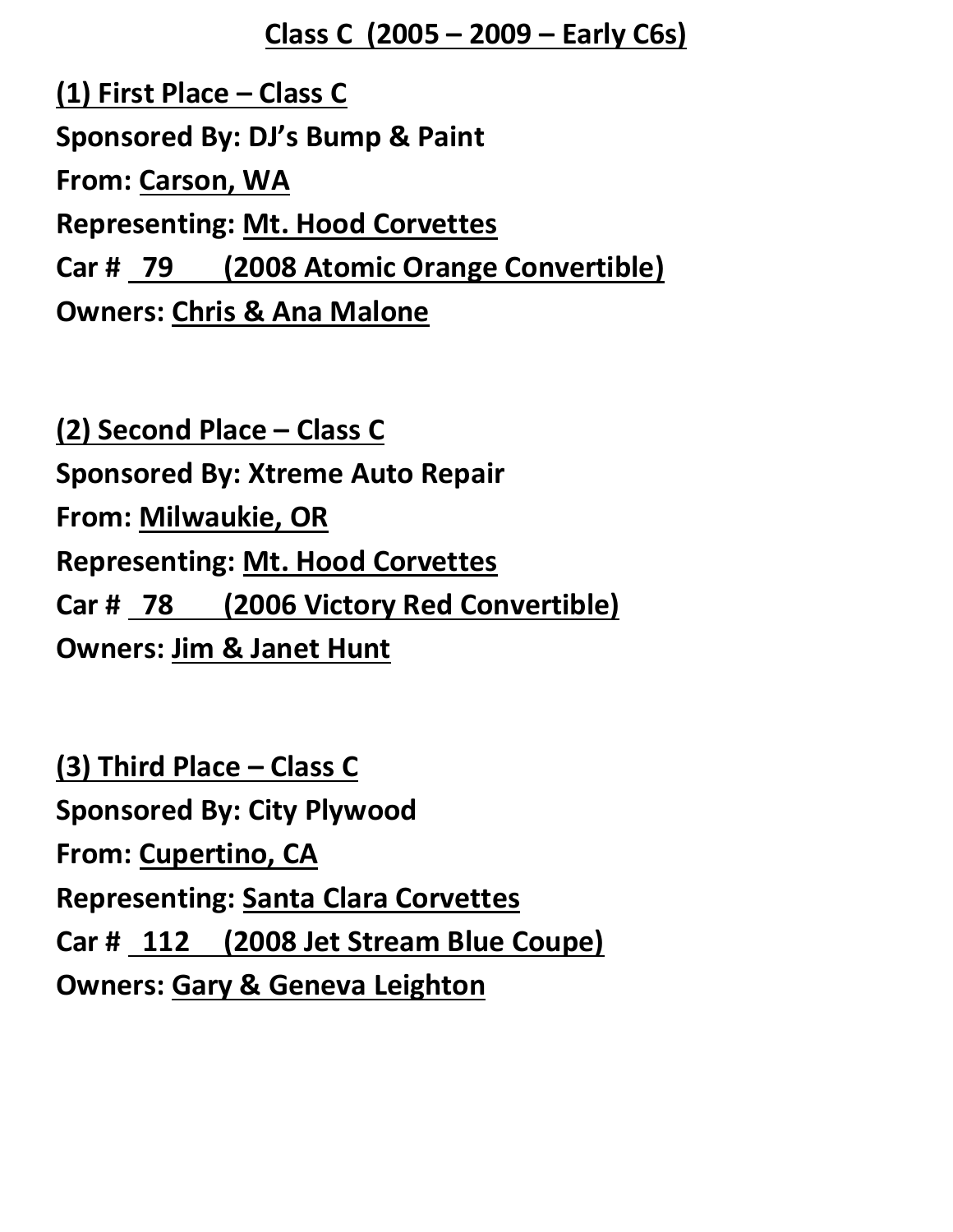## Class C (2005 – 2009 – Early C6s)

**(1) First Place – Class C**
**Sponsored By: DJ's Bump & Paint**
**From: Carson, WA**
**Representing: Mt. Hood Corvettes**
**Car # 79 (2008 Atomic Orange Convertible)**
**Owners: Chris & Ana Malone**

**(2) Second Place – Class C**
**Sponsored By: Xtreme Auto Repair**
**From: Milwaukie, OR**
**Representing: Mt. Hood Corvettes**
**Car # 78 (2006 Victory Red Convertible)**
**Owners: Jim & Janet Hunt**

**(3) Third Place – Class C**
**Sponsored By: City Plywood**
**From: Cupertino, CA**
**Representing: Santa Clara Corvettes**
**Car # 112 (2008 Jet Stream Blue Coupe)**
**Owners: Gary & Geneva Leighton**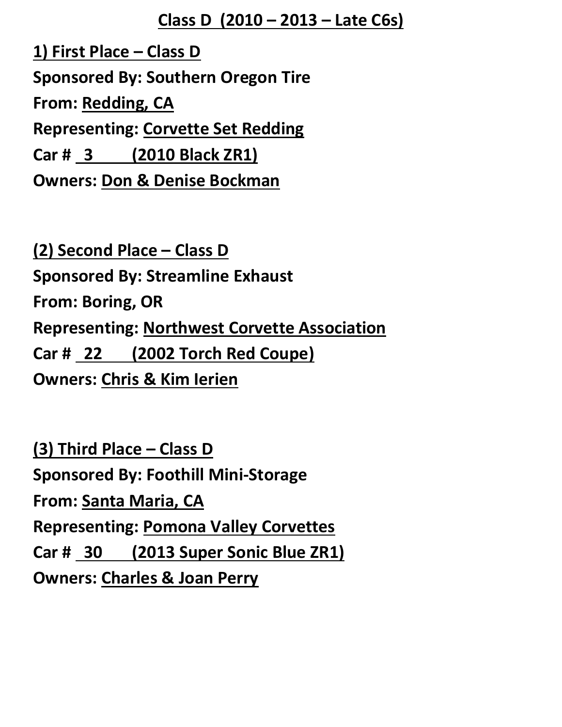## Class D (2010 – 2013 – Late C6s)

**1) First Place – Class D**
**Sponsored By: Southern Oregon Tire**
**From: Redding, CA**
**Representing: Corvette Set Redding**
**Car # 3 (2010 Black ZR1)**
**Owners: Don & Denise Bockman**

**(2) Second Place – Class D**
**Sponsored By: Streamline Exhaust**
**From: Boring, OR**
**Representing: Northwest Corvette Association**
**Car # 22 (2002 Torch Red Coupe)**
**Owners: Chris & Kim Ierien**

**(3) Third Place – Class D**
**Sponsored By: Foothill Mini-Storage**
**From: Santa Maria, CA**
**Representing: Pomona Valley Corvettes**
**Car # 30 (2013 Super Sonic Blue ZR1)**
**Owners: Charles & Joan Perry**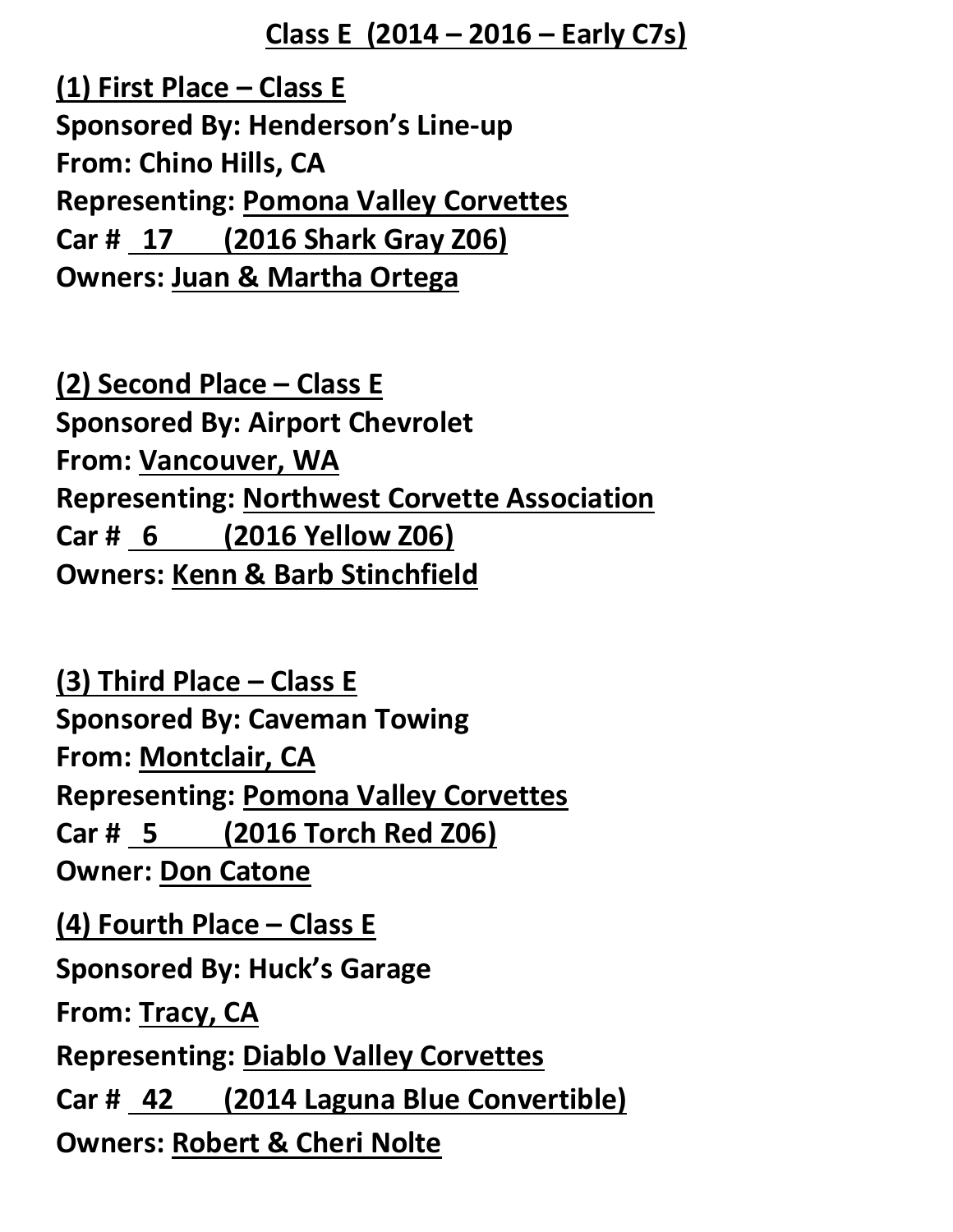## Class E (2014 – 2016 – Early C7s)

**(1) First Place – Class E**
**Sponsored By: Henderson's Line-up**
**From: Chino Hills, CA**
**Representing: Pomona Valley Corvettes**
**Car # 17 (2016 Shark Gray Z06)**
**Owners: Juan & Martha Ortega**

**(2) Second Place – Class E**
**Sponsored By: Airport Chevrolet**
**From: Vancouver, WA**
**Representing: Northwest Corvette Association**
**Car # 6 (2016 Yellow Z06)**
**Owners: Kenn & Barb Stinchfield**

**(3) Third Place – Class E**
**Sponsored By: Caveman Towing**
**From: Montclair, CA**
**Representing: Pomona Valley Corvettes**
**Car # 5 (2016 Torch Red Z06)**
**Owner: Don Catone**

**(4) Fourth Place – Class E**
**Sponsored By: Huck's Garage**
**From: Tracy, CA**
**Representing: Diablo Valley Corvettes**
**Car # 42 (2014 Laguna Blue Convertible)**
**Owners: Robert & Cheri Nolte**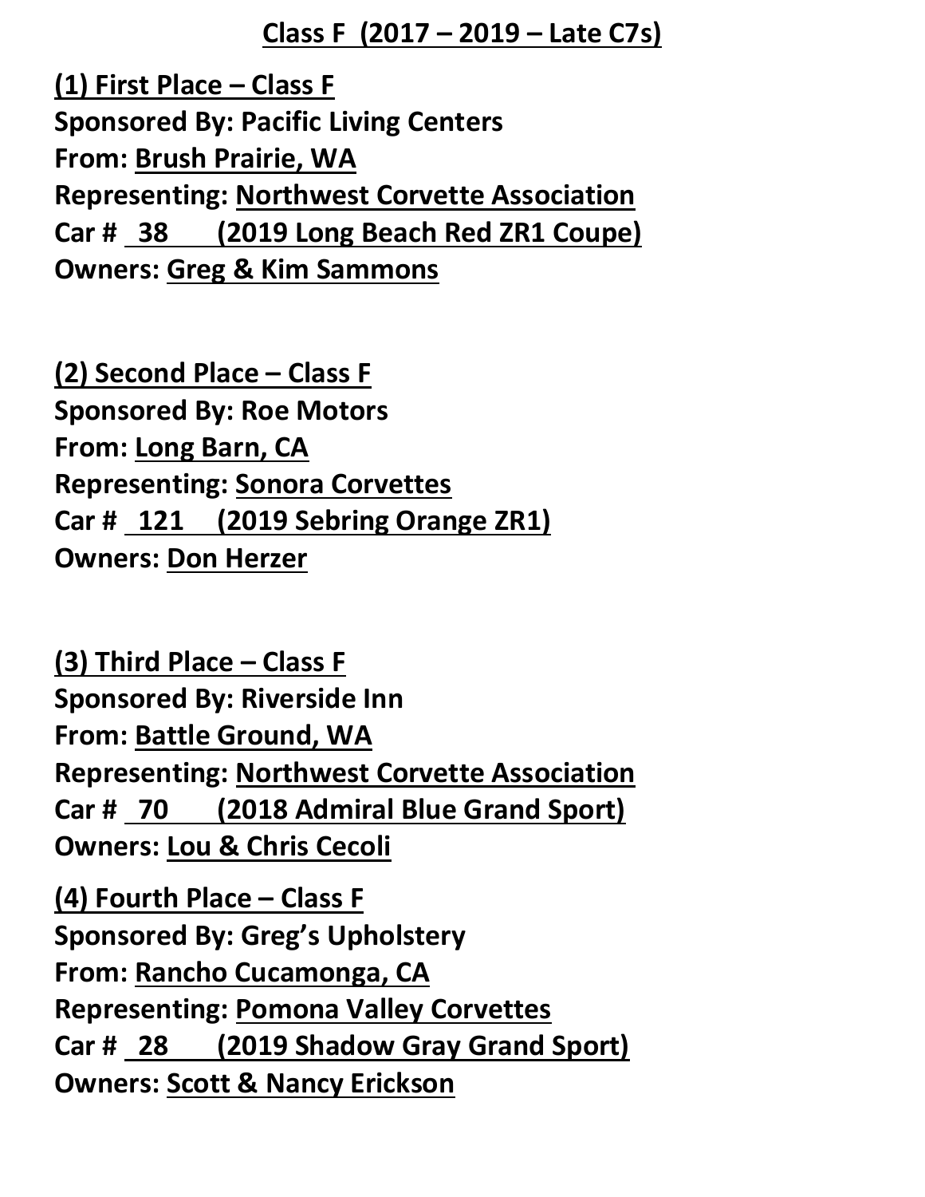## Class F (2017 – 2019 – Late C7s)

**(1) First Place – Class F**
**Sponsored By: Pacific Living Centers**
**From: Brush Prairie, WA**
**Representing: Northwest Corvette Association**
**Car # 38 (2019 Long Beach Red ZR1 Coupe)**
**Owners: Greg & Kim Sammons**

**(2) Second Place – Class F**
**Sponsored By: Roe Motors**
**From: Long Barn, CA**
**Representing: Sonora Corvettes**
**Car # 121 (2019 Sebring Orange ZR1)**
**Owners: Don Herzer**

**(3) Third Place – Class F**
**Sponsored By: Riverside Inn**
**From: Battle Ground, WA**
**Representing: Northwest Corvette Association**
**Car # 70 (2018 Admiral Blue Grand Sport)**
**Owners: Lou & Chris Cecoli**

**(4) Fourth Place – Class F**
**Sponsored By: Greg's Upholstery**
**From: Rancho Cucamonga, CA**
**Representing: Pomona Valley Corvettes**
**Car # 28 (2019 Shadow Gray Grand Sport)**
**Owners: Scott & Nancy Erickson**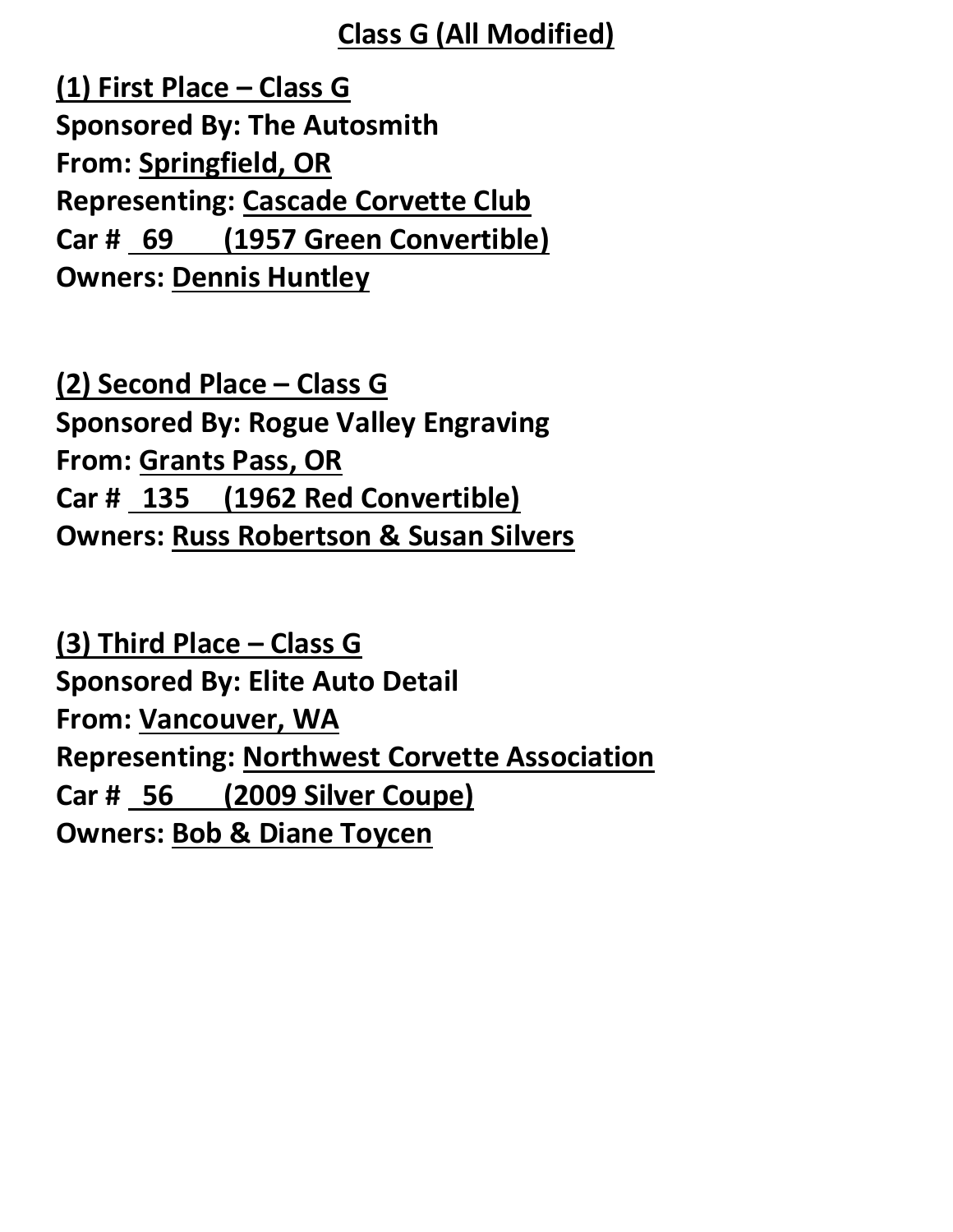## Class G (All Modified)

**(1) First Place – Class G**
**Sponsored By: The Autosmith**
**From: Springfield, OR**
**Representing: Cascade Corvette Club**
**Car # 69 (1957 Green Convertible)**
**Owners: Dennis Huntley**

**(2) Second Place – Class G**
**Sponsored By: Rogue Valley Engraving**
**From: Grants Pass, OR**
**Car # 135 (1962 Red Convertible)**
**Owners: Russ Robertson & Susan Silvers**

**(3) Third Place – Class G**
**Sponsored By: Elite Auto Detail**
**From: Vancouver, WA**
**Representing: Northwest Corvette Association**
**Car # 56 (2009 Silver Coupe)**
**Owners: Bob & Diane Toycen**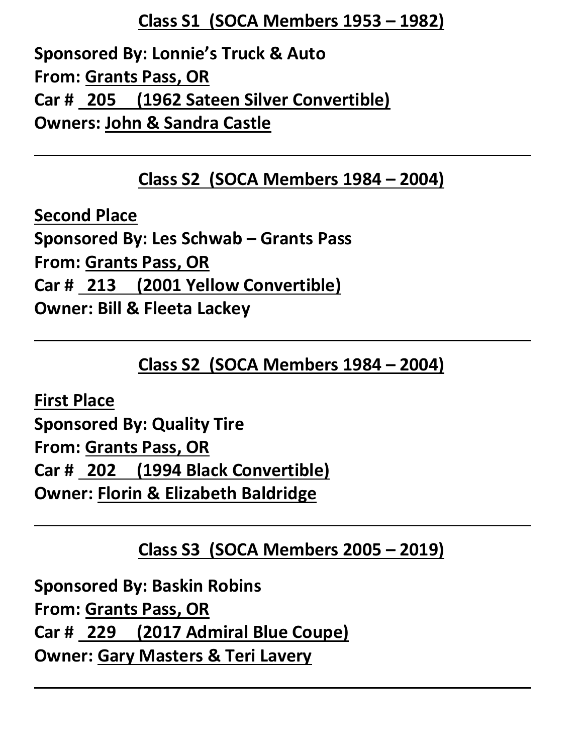## Class S1 (SOCA Members 1953 – 1982)

**Sponsored By: Lonnie's Truck & Auto**
**From: Grants Pass, OR**
**Car # 205 (1962 Sateen Silver Convertible)**
**Owners: John & Sandra Castle**

---

## Class S2 (SOCA Members 1984 – 2004)

**Second Place**
**Sponsored By: Les Schwab – Grants Pass**
**From: Grants Pass, OR**
**Car # 213 (2001 Yellow Convertible)**
**Owner: Bill & Fleeta Lackey**

---

## Class S2 (SOCA Members 1984 – 2004)

**First Place**
**Sponsored By: Quality Tire**
**From: Grants Pass, OR**
**Car # 202 (1994 Black Convertible)**
**Owner: Florin & Elizabeth Baldridge**

---

## Class S3 (SOCA Members 2005 – 2019)

**Sponsored By: Baskin Robins**
**From: Grants Pass, OR**
**Car # 229 (2017 Admiral Blue Coupe)**
**Owner: Gary Masters & Teri Lavery**

---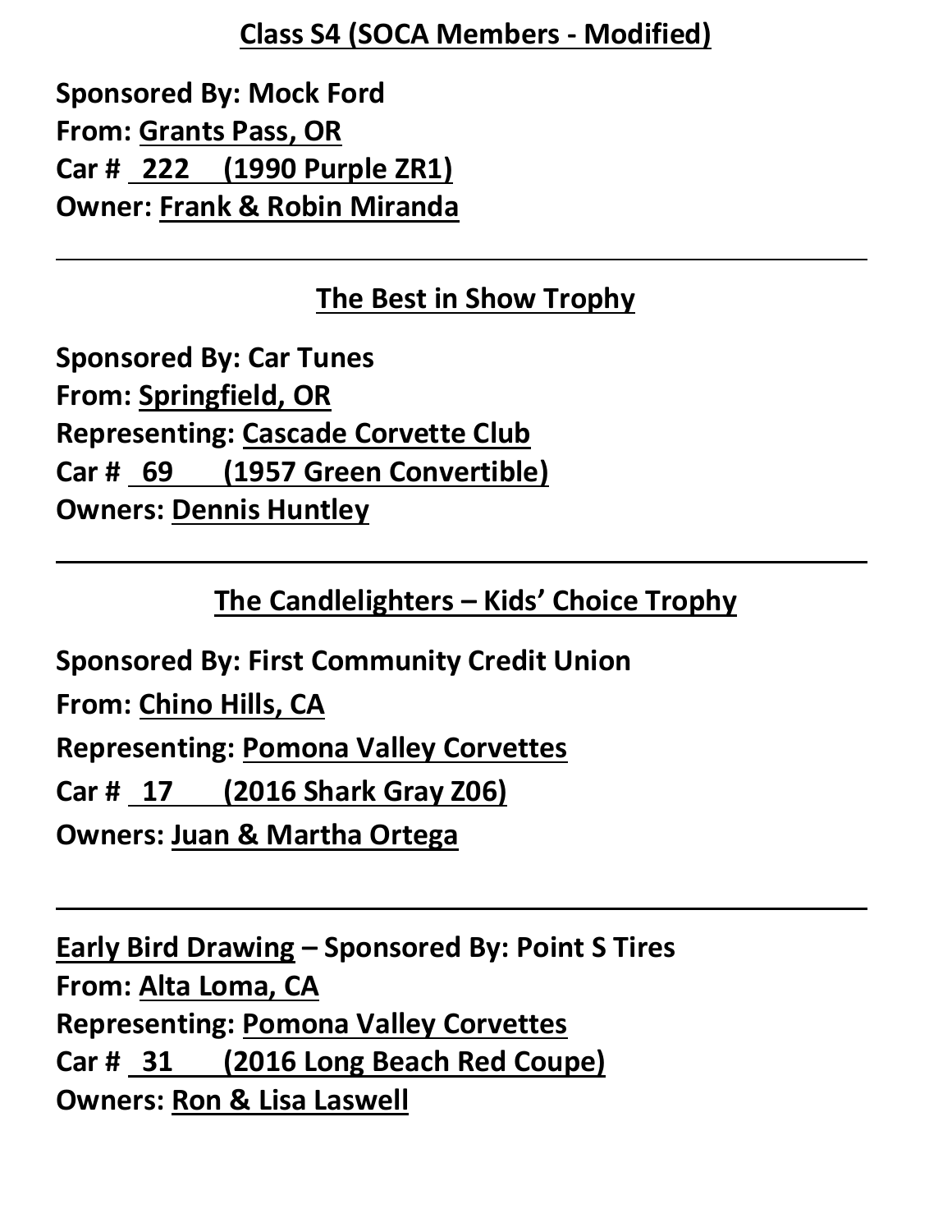## Class S4 (SOCA Members - Modified)

**Sponsored By: Mock Ford**
**From: Grants Pass, OR**
**Car # 222 (1990 Purple ZR1)**
**Owner: Frank & Robin Miranda**

---

## The Best in Show Trophy

**Sponsored By: Car Tunes**
**From: Springfield, OR**
**Representing: Cascade Corvette Club**
**Car # 69 (1957 Green Convertible)**
**Owners: Dennis Huntley**

---

## The Candlelighters – Kids' Choice Trophy

**Sponsored By: First Community Credit Union**

**From: Chino Hills, CA**

**Representing: Pomona Valley Corvettes**

**Car # 17 (2016 Shark Gray Z06)**

**Owners: Juan & Martha Ortega**

---

**Early Bird Drawing – Sponsored By: Point S Tires**
**From: Alta Loma, CA**
**Representing: Pomona Valley Corvettes**
**Car # 31 (2016 Long Beach Red Coupe)**
**Owners: Ron & Lisa Laswell**